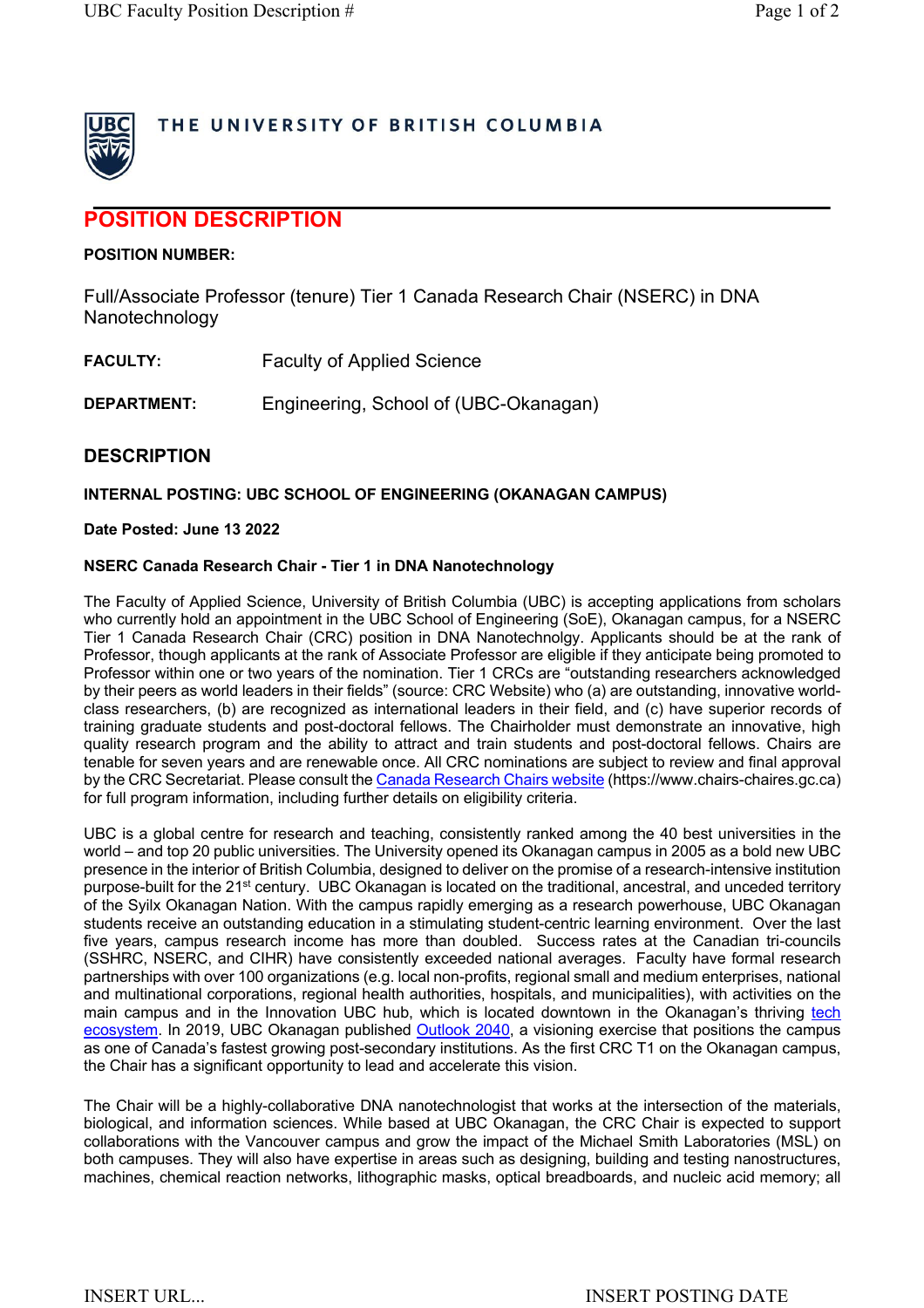THE UNIVERSITY OF BRITISH COLUMBIA

# POSITION DESCRIPTION

**POSITION NUMBER:**

Full/Associate Professor (tenure) Tier 1 Canada Research Chair (NSERC) in DNA Nanotechnology

**FACULTY:** Faculty of Applied Science

**DEPARTMENT:** Engineering, School of (UBC-Okanagan)

## DESCRIPTION

**INTERNAL POSTING: UBC SCHOOL OF ENGINEERING (OKANAGAN CAMPUS)**

**Date Posted: June 13 2022**

**NSERC Canada Research Chair - Tier 1 in DNA Nanotechnology**

The Faculty of Applied Science, University of British Columbia (UBC) is accepting applications from scholars who currently hold an appointment in the UBC School of Engineering (SoE), Okanagan campus, for a NSERC Tier 1 Canada Research Chair (CRC) position in DNA Nanotechnolgy. Applicants should be at the rank of Professor, though applicants at the rank of Associate Professor are eligible if they anticipate being promoted to Professor within one or two years of the nomination. Tier 1 CRCs are "outstanding researchers acknowledged by their peers as world leaders in their fields" (source: CRC Website) who (a) are outstanding, innovative world-class researchers, (b) are recognized as international leaders in their field, and (c) have superior records of training graduate students and post-doctoral fellows. The Chairholder must demonstrate an innovative, high quality research program and the ability to attract and train students and post-doctoral fellows. Chairs are tenable for seven years and are renewable once. All CRC nominations are subject to review and final approval by the CRC Secretariat. Please consult the Canada Research Chairs website (https://www.chairs-chaires.gc.ca) for full program information, including further details on eligibility criteria.

UBC is a global centre for research and teaching, consistently ranked among the 40 best universities in the world – and top 20 public universities. The University opened its Okanagan campus in 2005 as a bold new UBC presence in the interior of British Columbia, designed to deliver on the promise of a research-intensive institution purpose-built for the 21st century. UBC Okanagan is located on the traditional, ancestral, and unceded territory of the Syilx Okanagan Nation. With the campus rapidly emerging as a research powerhouse, UBC Okanagan students receive an outstanding education in a stimulating student-centric learning environment. Over the last five years, campus research income has more than doubled. Success rates at the Canadian tri-councils (SSHRC, NSERC, and CIHR) have consistently exceeded national averages. Faculty have formal research partnerships with over 100 organizations (e.g. local non-profits, regional small and medium enterprises, national and multinational corporations, regional health authorities, hospitals, and municipalities), with activities on the main campus and in the Innovation UBC hub, which is located downtown in the Okanagan's thriving tech ecosystem. In 2019, UBC Okanagan published Outlook 2040, a visioning exercise that positions the campus as one of Canada's fastest growing post-secondary institutions. As the first CRC T1 on the Okanagan campus, the Chair has a significant opportunity to lead and accelerate this vision.

The Chair will be a highly-collaborative DNA nanotechnologist that works at the intersection of the materials, biological, and information sciences. While based at UBC Okanagan, the CRC Chair is expected to support collaborations with the Vancouver campus and grow the impact of the Michael Smith Laboratories (MSL) on both campuses. They will also have expertise in areas such as designing, building and testing nanostructures, machines, chemical reaction networks, lithographic masks, optical breadboards, and nucleic acid memory; all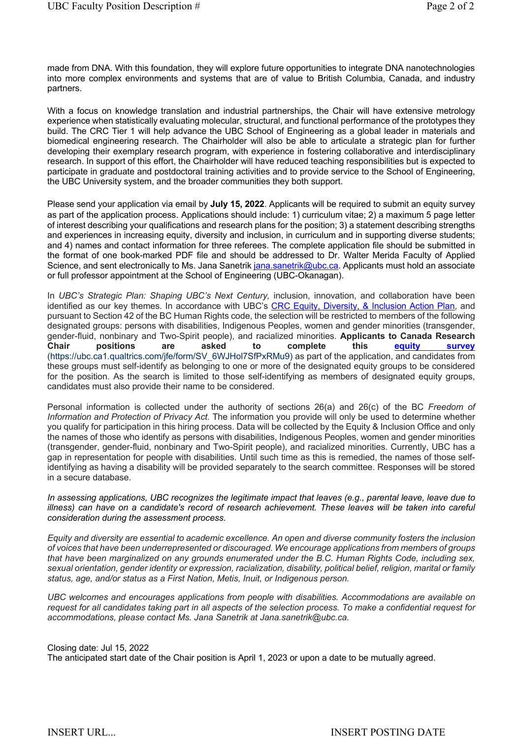made from DNA. With this foundation, they will explore future opportunities to integrate DNA nanotechnologies into more complex environments and systems that are of value to British Columbia, Canada, and industry partners.

With a focus on knowledge translation and industrial partnerships, the Chair will have extensive metrology experience when statistically evaluating molecular, structural, and functional performance of the prototypes they build. The CRC Tier 1 will help advance the UBC School of Engineering as a global leader in materials and biomedical engineering research. The Chairholder will also be able to articulate a strategic plan for further developing their exemplary research program, with experience in fostering collaborative and interdisciplinary research. In support of this effort, the Chairholder will have reduced teaching responsibilities but is expected to participate in graduate and postdoctoral training activities and to provide service to the School of Engineering, the UBC University system, and the broader communities they both support.

Please send your application via email by **July 15, 2022**. Applicants will be required to submit an equity survey as part of the application process. Applications should include: 1) curriculum vitae; 2) a maximum 5 page letter of interest describing your qualifications and research plans for the position; 3) a statement describing strengths and experiences in increasing equity, diversity and inclusion, in curriculum and in supporting diverse students; and 4) names and contact information for three referees. The complete application file should be submitted in the format of one book-marked PDF file and should be addressed to Dr. Walter Merida Faculty of Applied Science, and sent electronically to Ms. Jana Sanetrik jana.sanetrik@ubc.ca. Applicants must hold an associate or full professor appointment at the School of Engineering (UBC-Okanagan).

In *UBC's Strategic Plan: Shaping UBC's Next Century,* inclusion, innovation, and collaboration have been identified as our key themes. In accordance with UBC's CRC Equity, Diversity, & Inclusion Action Plan, and pursuant to Section 42 of the BC Human Rights code, the selection will be restricted to members of the following designated groups: persons with disabilities, Indigenous Peoples, women and gender minorities (transgender, gender-fluid, nonbinary and Two-Spirit people), and racialized minorities. **Applicants to Canada Research Chair positions are asked to complete this equity survey** (https://ubc.ca1.qualtrics.com/jfe/form/SV_6WJHol7SfPxRMu9) as part of the application, and candidates from these groups must self-identify as belonging to one or more of the designated equity groups to be considered for the position. As the search is limited to those self-identifying as members of designated equity groups, candidates must also provide their name to be considered.

Personal information is collected under the authority of sections 26(a) and 26(c) of the BC *Freedom of Information and Protection of Privacy Act.* The information you provide will only be used to determine whether you qualify for participation in this hiring process. Data will be collected by the Equity & Inclusion Office and only the names of those who identify as persons with disabilities, Indigenous Peoples, women and gender minorities (transgender, gender-fluid, nonbinary and Two-Spirit people), and racialized minorities. Currently, UBC has a gap in representation for people with disabilities. Until such time as this is remedied, the names of those self-identifying as having a disability will be provided separately to the search committee. Responses will be stored in a secure database.

*In assessing applications, UBC recognizes the legitimate impact that leaves (e.g., parental leave, leave due to illness) can have on a candidate's record of research achievement. These leaves will be taken into careful consideration during the assessment process.*

*Equity and diversity are essential to academic excellence. An open and diverse community fosters the inclusion of voices that have been underrepresented or discouraged. We encourage applications from members of groups that have been marginalized on any grounds enumerated under the B.C. Human Rights Code, including sex, sexual orientation, gender identity or expression, racialization, disability, political belief, religion, marital or family status, age, and/or status as a First Nation, Metis, Inuit, or Indigenous person.*

*UBC welcomes and encourages applications from people with disabilities. Accommodations are available on request for all candidates taking part in all aspects of the selection process. To make a confidential request for accommodations, please contact Ms. Jana Sanetrik at Jana.sanetrik@ubc.ca.*

Closing date: Jul 15, 2022
The anticipated start date of the Chair position is April 1, 2023 or upon a date to be mutually agreed.